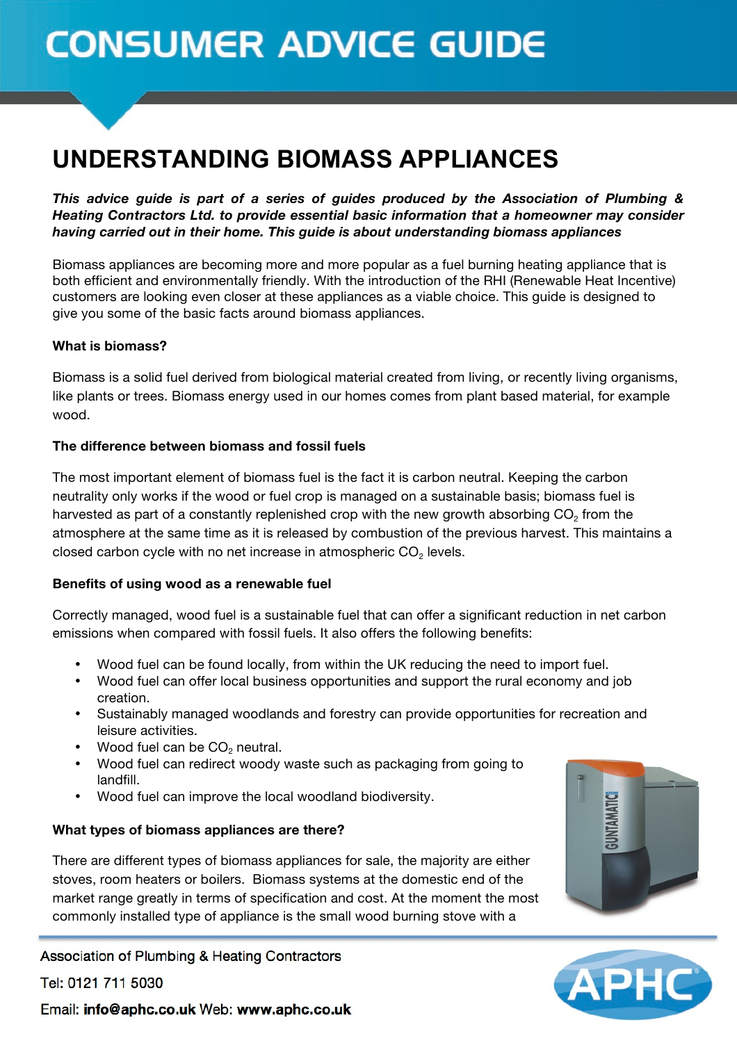# CONSUMER ADVICE GUIDE

## UNDERSTANDING BIOMASS APPLIANCES

***This advice guide is part of a series of guides produced by the Association of Plumbing & Heating Contractors Ltd. to provide essential basic information that a homeowner may consider having carried out in their home. This guide is about understanding biomass appliances***

Biomass appliances are becoming more and more popular as a fuel burning heating appliance that is both efficient and environmentally friendly. With the introduction of the RHI (Renewable Heat Incentive) customers are looking even closer at these appliances as a viable choice. This guide is designed to give you some of the basic facts around biomass appliances.

**What is biomass?**

Biomass is a solid fuel derived from biological material created from living, or recently living organisms, like plants or trees. Biomass energy used in our homes comes from plant based material, for example wood.

**The difference between biomass and fossil fuels**

The most important element of biomass fuel is the fact it is carbon neutral. Keeping the carbon neutrality only works if the wood or fuel crop is managed on a sustainable basis; biomass fuel is harvested as part of a constantly replenished crop with the new growth absorbing $CO_2$ from the atmosphere at the same time as it is released by combustion of the previous harvest. This maintains a closed carbon cycle with no net increase in atmospheric $CO_2$ levels.

**Benefits of using wood as a renewable fuel**

Correctly managed, wood fuel is a sustainable fuel that can offer a significant reduction in net carbon emissions when compared with fossil fuels. It also offers the following benefits:

- Wood fuel can be found locally, from within the UK reducing the need to import fuel.
- Wood fuel can offer local business opportunities and support the rural economy and job creation.
- Sustainably managed woodlands and forestry can provide opportunities for recreation and leisure activities.
- Wood fuel can be $CO_2$ neutral.
- Wood fuel can redirect woody waste such as packaging from going to landfill.
- Wood fuel can improve the local woodland biodiversity.

**What types of biomass appliances are there?**

There are different types of biomass appliances for sale, the majority are either stoves, room heaters or boilers. Biomass systems at the domestic end of the market range greatly in terms of specification and cost. At the moment the most commonly installed type of appliance is the small wood burning stove with a

Association of Plumbing & Heating Contractors

Tel: 0121 711 5030

Email: **info@aphc.co.uk** Web: **www.aphc.co.uk**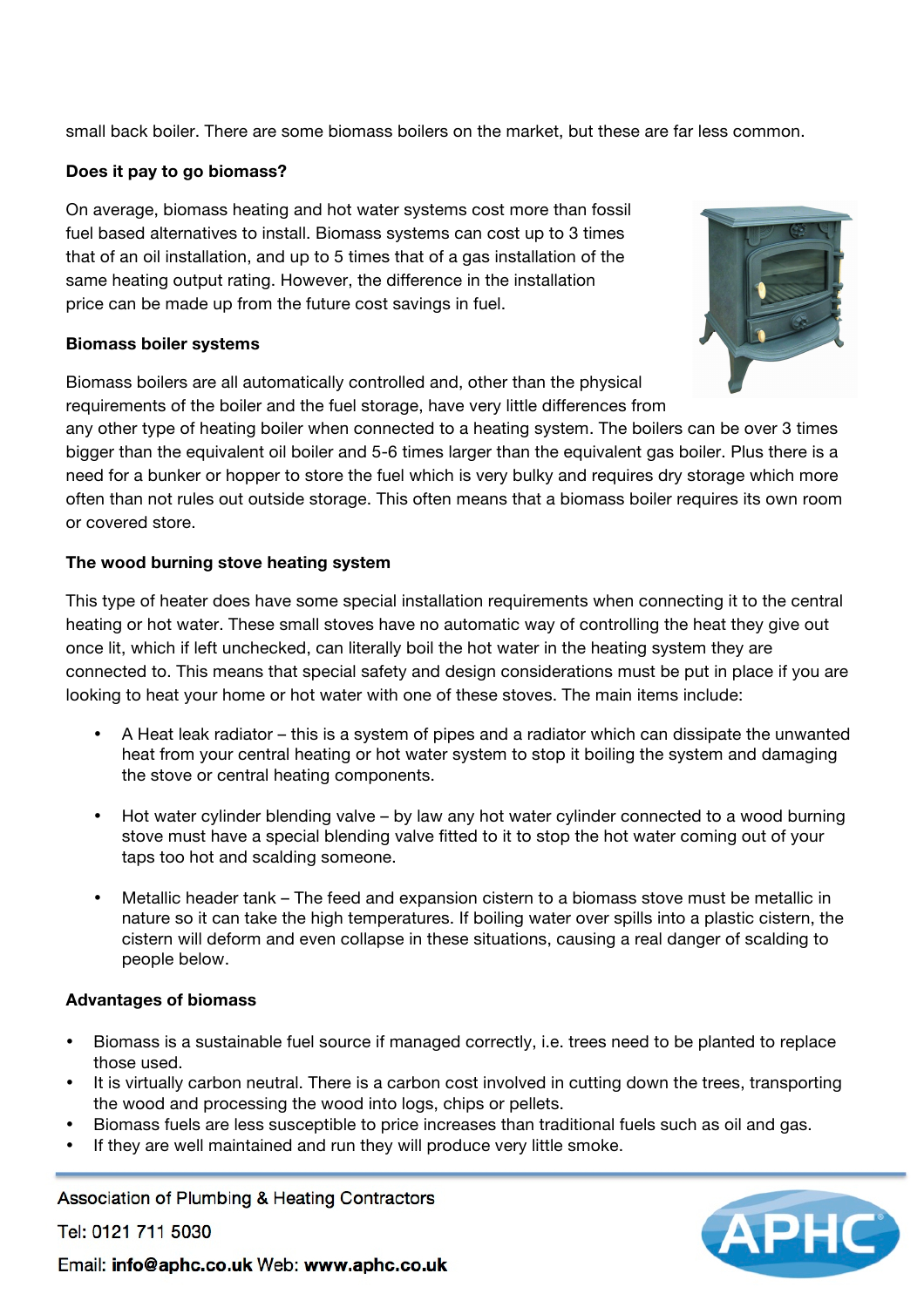small back boiler. There are some biomass boilers on the market, but these are far less common.

**Does it pay to go biomass?**

On average, biomass heating and hot water systems cost more than fossil fuel based alternatives to install. Biomass systems can cost up to 3 times that of an oil installation, and up to 5 times that of a gas installation of the same heating output rating. However, the difference in the installation price can be made up from the future cost savings in fuel.

**Biomass boiler systems**

Biomass boilers are all automatically controlled and, other than the physical requirements of the boiler and the fuel storage, have very little differences from any other type of heating boiler when connected to a heating system. The boilers can be over 3 times bigger than the equivalent oil boiler and 5-6 times larger than the equivalent gas boiler. Plus there is a need for a bunker or hopper to store the fuel which is very bulky and requires dry storage which more often than not rules out outside storage. This often means that a biomass boiler requires its own room or covered store.

**The wood burning stove heating system**

This type of heater does have some special installation requirements when connecting it to the central heating or hot water. These small stoves have no automatic way of controlling the heat they give out once lit, which if left unchecked, can literally boil the hot water in the heating system they are connected to. This means that special safety and design considerations must be put in place if you are looking to heat your home or hot water with one of these stoves. The main items include:

- A Heat leak radiator – this is a system of pipes and a radiator which can dissipate the unwanted heat from your central heating or hot water system to stop it boiling the system and damaging the stove or central heating components.

- Hot water cylinder blending valve – by law any hot water cylinder connected to a wood burning stove must have a special blending valve fitted to it to stop the hot water coming out of your taps too hot and scalding someone.

- Metallic header tank – The feed and expansion cistern to a biomass stove must be metallic in nature so it can take the high temperatures. If boiling water over spills into a plastic cistern, the cistern will deform and even collapse in these situations, causing a real danger of scalding to people below.

**Advantages of biomass**

- Biomass is a sustainable fuel source if managed correctly, i.e. trees need to be planted to replace those used.
- It is virtually carbon neutral. There is a carbon cost involved in cutting down the trees, transporting the wood and processing the wood into logs, chips or pellets.
- Biomass fuels are less susceptible to price increases than traditional fuels such as oil and gas.
- If they are well maintained and run they will produce very little smoke.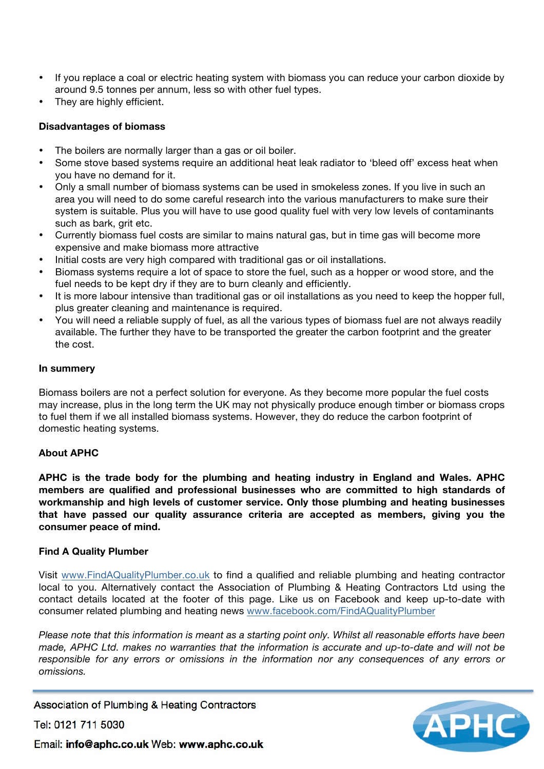- If you replace a coal or electric heating system with biomass you can reduce your carbon dioxide by around 9.5 tonnes per annum, less so with other fuel types.
- They are highly efficient.

**Disadvantages of biomass**

- The boilers are normally larger than a gas or oil boiler.
- Some stove based systems require an additional heat leak radiator to 'bleed off' excess heat when you have no demand for it.
- Only a small number of biomass systems can be used in smokeless zones. If you live in such an area you will need to do some careful research into the various manufacturers to make sure their system is suitable. Plus you will have to use good quality fuel with very low levels of contaminants such as bark, grit etc.
- Currently biomass fuel costs are similar to mains natural gas, but in time gas will become more expensive and make biomass more attractive
- Initial costs are very high compared with traditional gas or oil installations.
- Biomass systems require a lot of space to store the fuel, such as a hopper or wood store, and the fuel needs to be kept dry if they are to burn cleanly and efficiently.
- It is more labour intensive than traditional gas or oil installations as you need to keep the hopper full, plus greater cleaning and maintenance is required.
- You will need a reliable supply of fuel, as all the various types of biomass fuel are not always readily available. The further they have to be transported the greater the carbon footprint and the greater the cost.

**In summery**

Biomass boilers are not a perfect solution for everyone. As they become more popular the fuel costs may increase, plus in the long term the UK may not physically produce enough timber or biomass crops to fuel them if we all installed biomass systems. However, they do reduce the carbon footprint of domestic heating systems.

**About APHC**

**APHC is the trade body for the plumbing and heating industry in England and Wales. APHC members are qualified and professional businesses who are committed to high standards of workmanship and high levels of customer service. Only those plumbing and heating businesses that have passed our quality assurance criteria are accepted as members, giving you the consumer peace of mind.**

**Find A Quality Plumber**

Visit www.FindAQualityPlumber.co.uk to find a qualified and reliable plumbing and heating contractor local to you. Alternatively contact the Association of Plumbing & Heating Contractors Ltd using the contact details located at the footer of this page. Like us on Facebook and keep up-to-date with consumer related plumbing and heating news www.facebook.com/FindAQualityPlumber

*Please note that this information is meant as a starting point only. Whilst all reasonable efforts have been made, APHC Ltd. makes no warranties that the information is accurate and up-to-date and will not be responsible for any errors or omissions in the information nor any consequences of any errors or omissions.*

Association of Plumbing & Heating Contractors

Tel: 0121 711 5030

Email: **info@aphc.co.uk** Web: **www.aphc.co.uk**